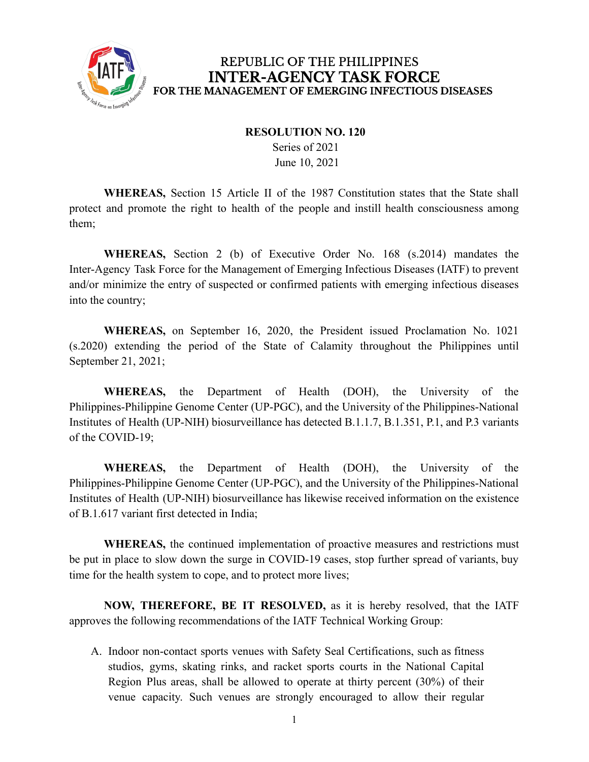# REPUBLIC OF THE PHILIPPINES
# INTER-AGENCY TASK FORCE
## FOR THE MANAGEMENT OF EMERGING INFECTIOUS DISEASES

**RESOLUTION NO. 120**
Series of 2021
June 10, 2021

**WHEREAS,** Section 15 Article II of the 1987 Constitution states that the State shall protect and promote the right to health of the people and instill health consciousness among them;

**WHEREAS,** Section 2 (b) of Executive Order No. 168 (s.2014) mandates the Inter-Agency Task Force for the Management of Emerging Infectious Diseases (IATF) to prevent and/or minimize the entry of suspected or confirmed patients with emerging infectious diseases into the country;

**WHEREAS,** on September 16, 2020, the President issued Proclamation No. 1021 (s.2020) extending the period of the State of Calamity throughout the Philippines until September 21, 2021;

**WHEREAS,** the Department of Health (DOH), the University of the Philippines-Philippine Genome Center (UP-PGC), and the University of the Philippines-National Institutes of Health (UP-NIH) biosurveillance has detected B.1.1.7, B.1.351, P.1, and P.3 variants of the COVID-19;

**WHEREAS,** the Department of Health (DOH), the University of the Philippines-Philippine Genome Center (UP-PGC), and the University of the Philippines-National Institutes of Health (UP-NIH) biosurveillance has likewise received information on the existence of B.1.617 variant first detected in India;

**WHEREAS,** the continued implementation of proactive measures and restrictions must be put in place to slow down the surge in COVID-19 cases, stop further spread of variants, buy time for the health system to cope, and to protect more lives;

**NOW, THEREFORE, BE IT RESOLVED,** as it is hereby resolved, that the IATF approves the following recommendations of the IATF Technical Working Group:

A. Indoor non-contact sports venues with Safety Seal Certifications, such as fitness studios, gyms, skating rinks, and racket sports courts in the National Capital Region Plus areas, shall be allowed to operate at thirty percent (30%) of their venue capacity. Such venues are strongly encouraged to allow their regular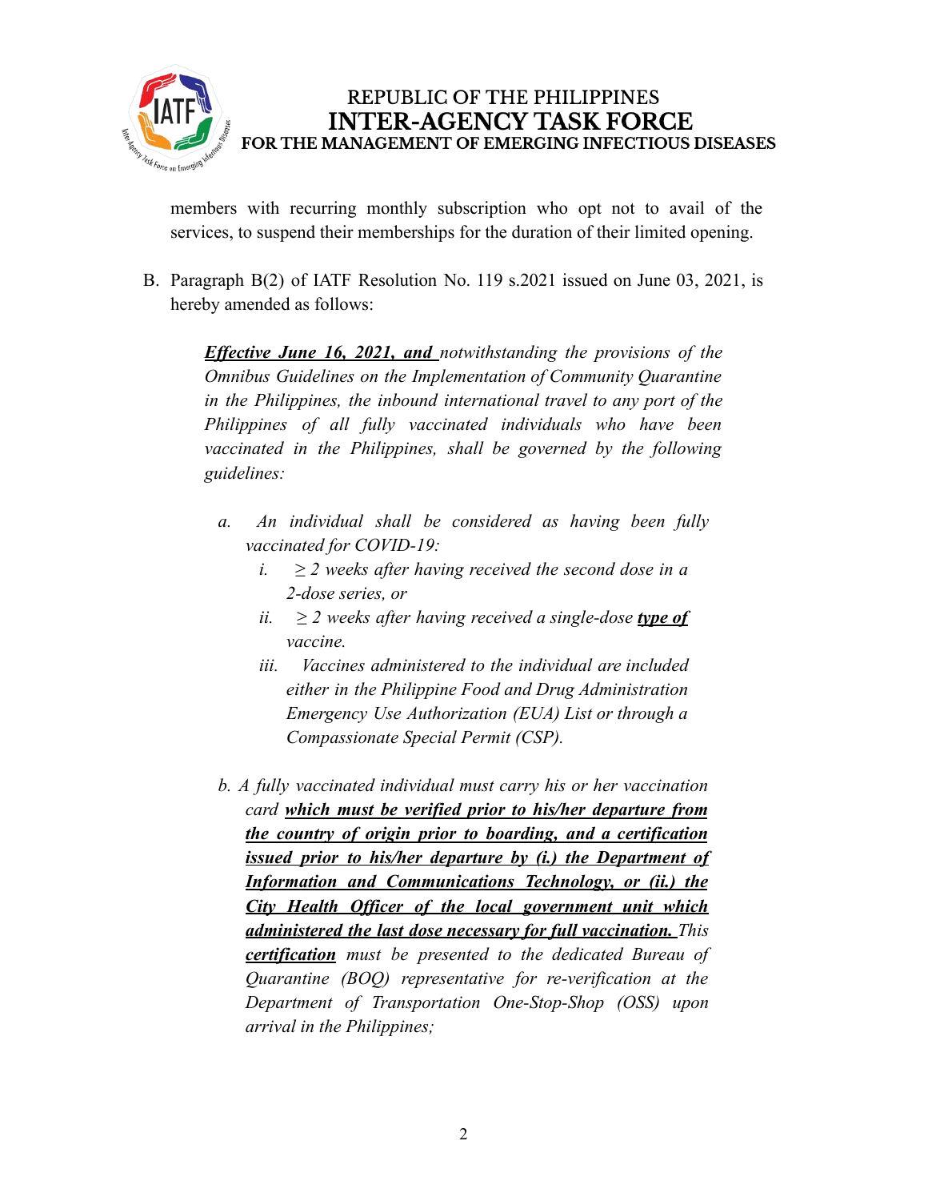members with recurring monthly subscription who opt not to avail of the services, to suspend their memberships for the duration of their limited opening.

B. Paragraph B(2) of IATF Resolution No. 119 s.2021 issued on June 03, 2021, is hereby amended as follows:

   *__Effective June 16, 2021, and__ notwithstanding the provisions of the Omnibus Guidelines on the Implementation of Community Quarantine in the Philippines, the inbound international travel to any port of the Philippines of all fully vaccinated individuals who have been vaccinated in the Philippines, shall be governed by the following guidelines:*

   a. *An individual shall be considered as having been fully vaccinated for COVID-19:*
      i. *≥ 2 weeks after having received the second dose in a 2-dose series, or*
      ii. *≥ 2 weeks after having received a single-dose __type of__ vaccine.*
      iii. *Vaccines administered to the individual are included either in the Philippine Food and Drug Administration Emergency Use Authorization (EUA) List or through a Compassionate Special Permit (CSP).*

   b. *A fully vaccinated individual must carry his or her vaccination card __which must be verified prior to his/her departure from the country of origin prior to boarding, and a certification issued prior to his/her departure by (i.) the Department of Information and Communications Technology, or (ii.) the City Health Officer of the local government unit which administered the last dose necessary for full vaccination.__ This __certification__ must be presented to the dedicated Bureau of Quarantine (BOQ) representative for re-verification at the Department of Transportation One-Stop-Shop (OSS) upon arrival in the Philippines;*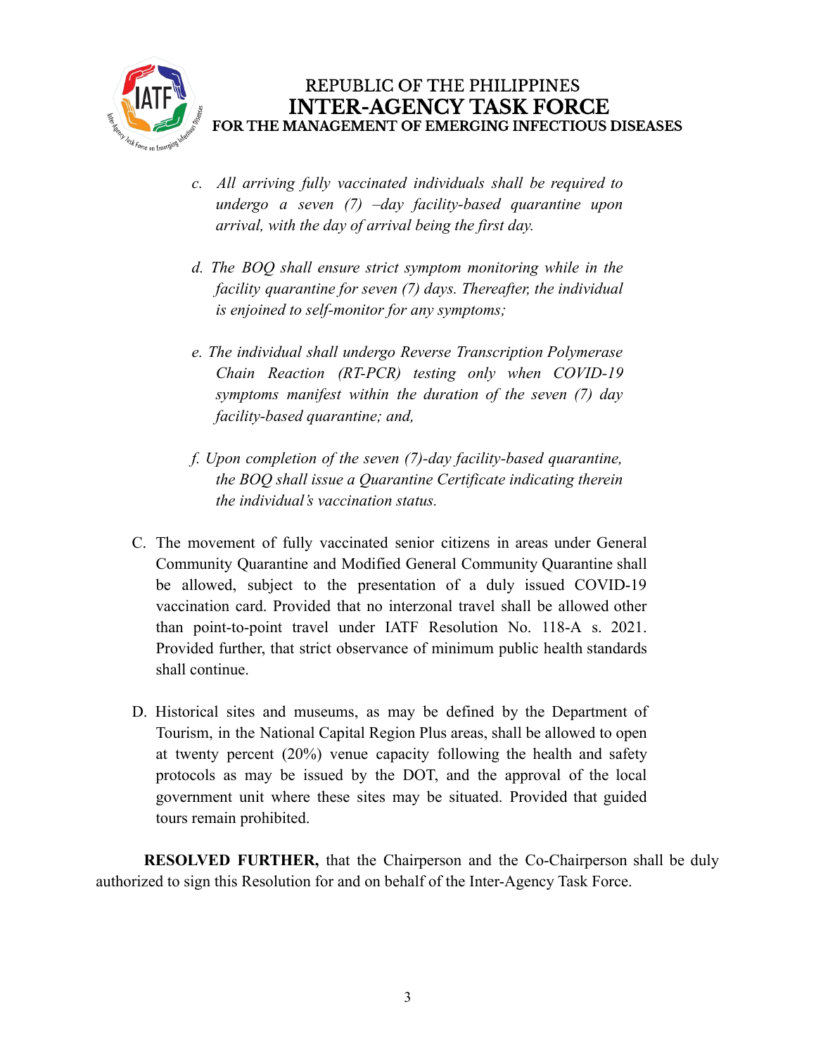c. *All arriving fully vaccinated individuals shall be required to undergo a seven (7) –day facility-based quarantine upon arrival, with the day of arrival being the first day.*

d. *The BOQ shall ensure strict symptom monitoring while in the facility quarantine for seven (7) days. Thereafter, the individual is enjoined to self-monitor for any symptoms;*

e. *The individual shall undergo Reverse Transcription Polymerase Chain Reaction (RT-PCR) testing only when COVID-19 symptoms manifest within the duration of the seven (7) day facility-based quarantine; and,*

f. *Upon completion of the seven (7)-day facility-based quarantine, the BOQ shall issue a Quarantine Certificate indicating therein the individual's vaccination status.*

C. The movement of fully vaccinated senior citizens in areas under General Community Quarantine and Modified General Community Quarantine shall be allowed, subject to the presentation of a duly issued COVID-19 vaccination card. Provided that no interzonal travel shall be allowed other than point-to-point travel under IATF Resolution No. 118-A s. 2021. Provided further, that strict observance of minimum public health standards shall continue.

D. Historical sites and museums, as may be defined by the Department of Tourism, in the National Capital Region Plus areas, shall be allowed to open at twenty percent (20%) venue capacity following the health and safety protocols as may be issued by the DOT, and the approval of the local government unit where these sites may be situated. Provided that guided tours remain prohibited.

**RESOLVED FURTHER,** that the Chairperson and the Co-Chairperson shall be duly authorized to sign this Resolution for and on behalf of the Inter-Agency Task Force.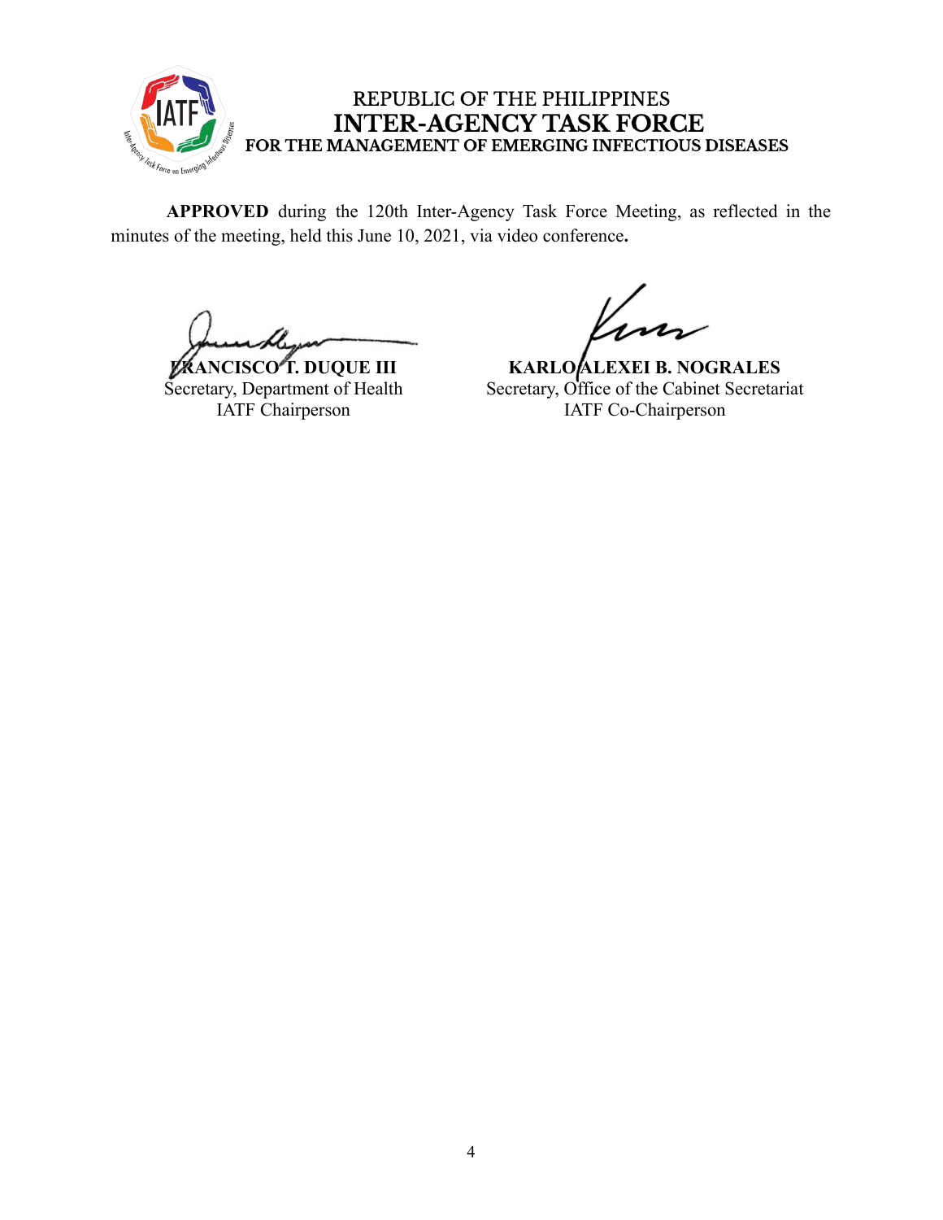REPUBLIC OF THE PHILIPPINES
**INTER-AGENCY TASK FORCE**
**FOR THE MANAGEMENT OF EMERGING INFECTIOUS DISEASES**

**APPROVED** during the 120th Inter-Agency Task Force Meeting, as reflected in the minutes of the meeting, held this June 10, 2021, via video conference**.**

**FRANCISCO T. DUQUE III**
Secretary, Department of Health
IATF Chairperson

**KARLO ALEXEI B. NOGRALES**
Secretary, Office of the Cabinet Secretariat
IATF Co-Chairperson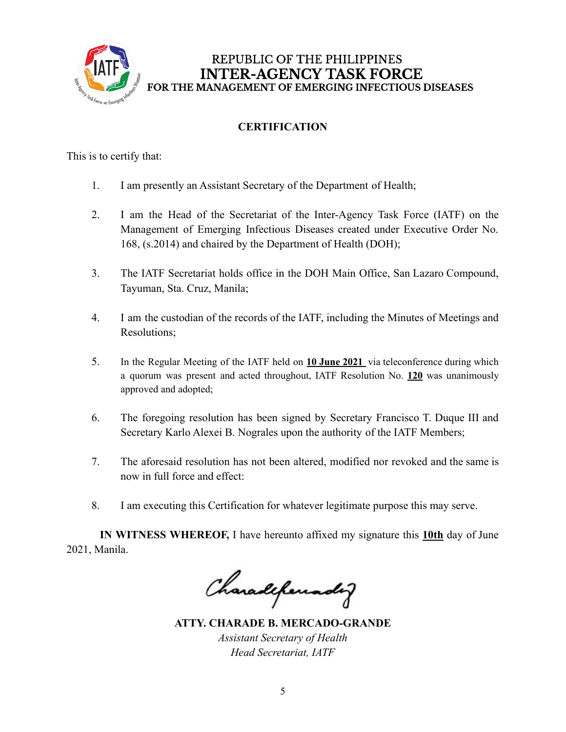REPUBLIC OF THE PHILIPPINES
**INTER-AGENCY TASK FORCE**
**FOR THE MANAGEMENT OF EMERGING INFECTIOUS DISEASES**

## CERTIFICATION

This is to certify that:

1. I am presently an Assistant Secretary of the Department of Health;

2. I am the Head of the Secretariat of the Inter-Agency Task Force (IATF) on the Management of Emerging Infectious Diseases created under Executive Order No. 168, (s.2014) and chaired by the Department of Health (DOH);

3. The IATF Secretariat holds office in the DOH Main Office, San Lazaro Compound, Tayuman, Sta. Cruz, Manila;

4. I am the custodian of the records of the IATF, including the Minutes of Meetings and Resolutions;

5. In the Regular Meeting of the IATF held on **10 June 2021** via teleconference during which a quorum was present and acted throughout, IATF Resolution No. **120** was unanimously approved and adopted;

6. The foregoing resolution has been signed by Secretary Francisco T. Duque III and Secretary Karlo Alexei B. Nograles upon the authority of the IATF Members;

7. The aforesaid resolution has not been altered, modified nor revoked and the same is now in full force and effect:

8. I am executing this Certification for whatever legitimate purpose this may serve.

**IN WITNESS WHEREOF,** I have hereunto affixed my signature this **10th** day of June 2021, Manila.

**ATTY. CHARADE B. MERCADO-GRANDE**
*Assistant Secretary of Health*
*Head Secretariat, IATF*